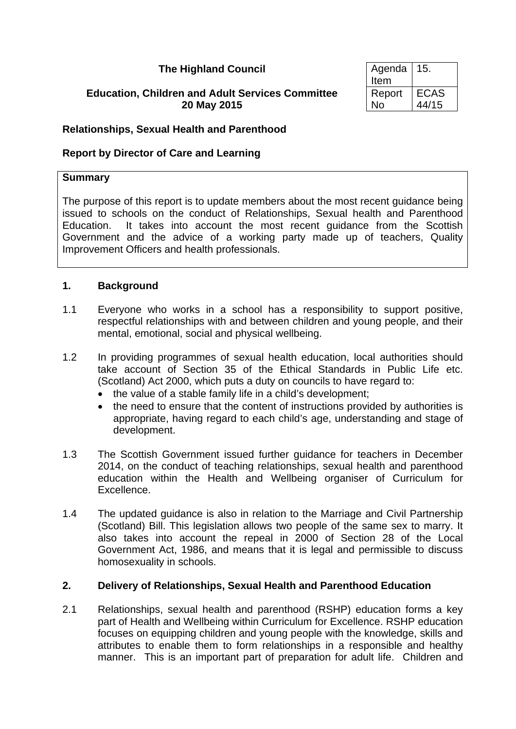**The Highland Council**

**Education, Children and Adult Services Committee**
**20 May 2015**

| Agenda Item | 15. |
|---|---|
| Report No | ECAS 44/15 |

## Relationships, Sexual Health and Parenthood

### Report by Director of Care and Learning

**Summary**

The purpose of this report is to update members about the most recent guidance being issued to schools on the conduct of Relationships, Sexual health and Parenthood Education. It takes into account the most recent guidance from the Scottish Government and the advice of a working party made up of teachers, Quality Improvement Officers and health professionals.

### 1. Background

1.1 Everyone who works in a school has a responsibility to support positive, respectful relationships with and between children and young people, and their mental, emotional, social and physical wellbeing.

1.2 In providing programmes of sexual health education, local authorities should take account of Section 35 of the Ethical Standards in Public Life etc. (Scotland) Act 2000, which puts a duty on councils to have regard to:

- the value of a stable family life in a child's development;
- the need to ensure that the content of instructions provided by authorities is appropriate, having regard to each child's age, understanding and stage of development.

1.3 The Scottish Government issued further guidance for teachers in December 2014, on the conduct of teaching relationships, sexual health and parenthood education within the Health and Wellbeing organiser of Curriculum for Excellence.

1.4 The updated guidance is also in relation to the Marriage and Civil Partnership (Scotland) Bill. This legislation allows two people of the same sex to marry. It also takes into account the repeal in 2000 of Section 28 of the Local Government Act, 1986, and means that it is legal and permissible to discuss homosexuality in schools.

### 2. Delivery of Relationships, Sexual Health and Parenthood Education

2.1 Relationships, sexual health and parenthood (RSHP) education forms a key part of Health and Wellbeing within Curriculum for Excellence. RSHP education focuses on equipping children and young people with the knowledge, skills and attributes to enable them to form relationships in a responsible and healthy manner. This is an important part of preparation for adult life. Children and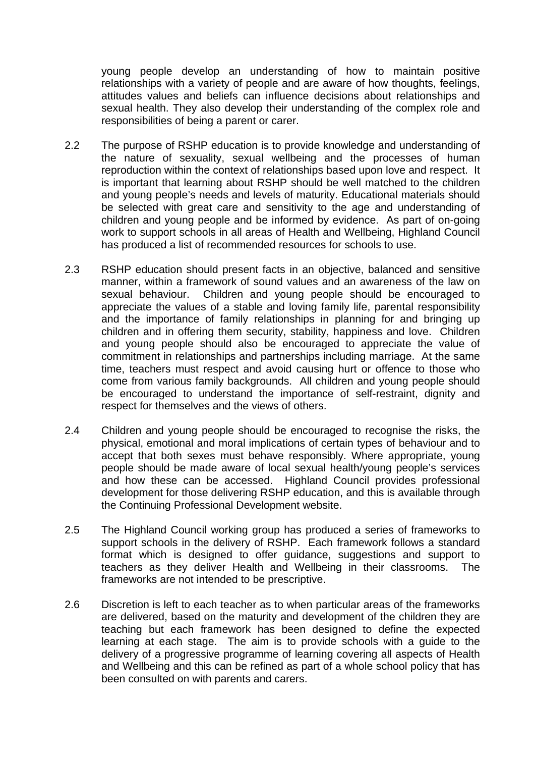young people develop an understanding of how to maintain positive relationships with a variety of people and are aware of how thoughts, feelings, attitudes values and beliefs can influence decisions about relationships and sexual health. They also develop their understanding of the complex role and responsibilities of being a parent or carer.

2.2 The purpose of RSHP education is to provide knowledge and understanding of the nature of sexuality, sexual wellbeing and the processes of human reproduction within the context of relationships based upon love and respect. It is important that learning about RSHP should be well matched to the children and young people's needs and levels of maturity. Educational materials should be selected with great care and sensitivity to the age and understanding of children and young people and be informed by evidence. As part of on-going work to support schools in all areas of Health and Wellbeing, Highland Council has produced a list of recommended resources for schools to use.

2.3 RSHP education should present facts in an objective, balanced and sensitive manner, within a framework of sound values and an awareness of the law on sexual behaviour. Children and young people should be encouraged to appreciate the values of a stable and loving family life, parental responsibility and the importance of family relationships in planning for and bringing up children and in offering them security, stability, happiness and love. Children and young people should also be encouraged to appreciate the value of commitment in relationships and partnerships including marriage. At the same time, teachers must respect and avoid causing hurt or offence to those who come from various family backgrounds. All children and young people should be encouraged to understand the importance of self-restraint, dignity and respect for themselves and the views of others.

2.4 Children and young people should be encouraged to recognise the risks, the physical, emotional and moral implications of certain types of behaviour and to accept that both sexes must behave responsibly. Where appropriate, young people should be made aware of local sexual health/young people's services and how these can be accessed. Highland Council provides professional development for those delivering RSHP education, and this is available through the Continuing Professional Development website.

2.5 The Highland Council working group has produced a series of frameworks to support schools in the delivery of RSHP. Each framework follows a standard format which is designed to offer guidance, suggestions and support to teachers as they deliver Health and Wellbeing in their classrooms. The frameworks are not intended to be prescriptive.

2.6 Discretion is left to each teacher as to when particular areas of the frameworks are delivered, based on the maturity and development of the children they are teaching but each framework has been designed to define the expected learning at each stage. The aim is to provide schools with a guide to the delivery of a progressive programme of learning covering all aspects of Health and Wellbeing and this can be refined as part of a whole school policy that has been consulted on with parents and carers.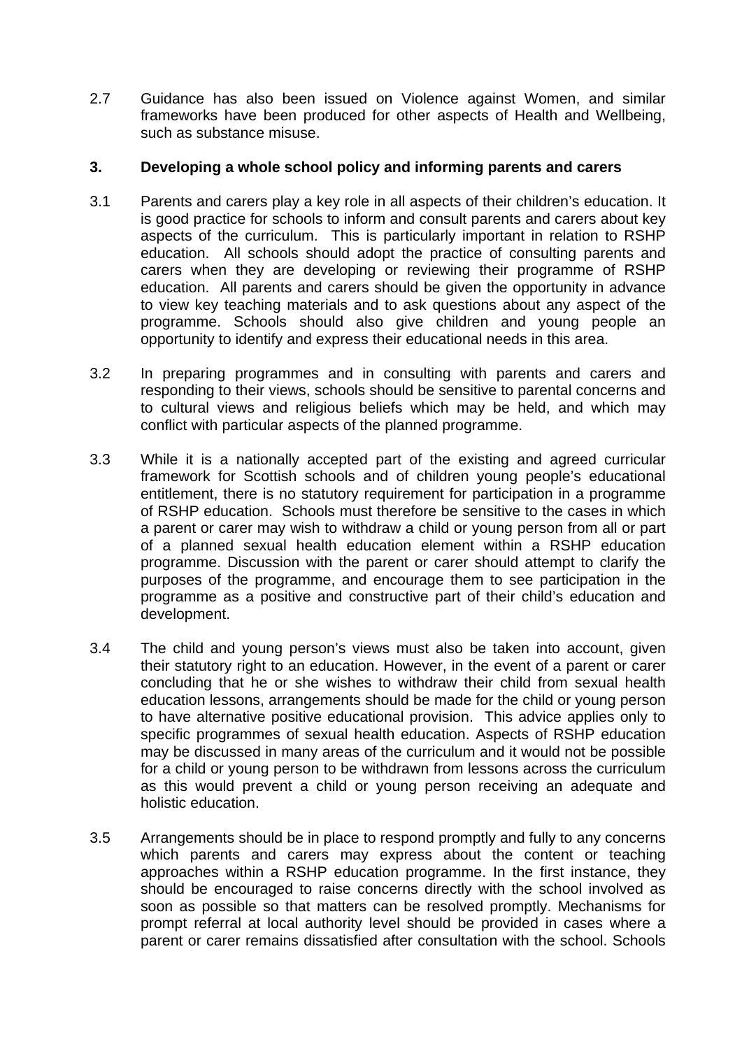2.7 Guidance has also been issued on Violence against Women, and similar frameworks have been produced for other aspects of Health and Wellbeing, such as substance misuse.

### 3. Developing a whole school policy and informing parents and carers

3.1 Parents and carers play a key role in all aspects of their children's education. It is good practice for schools to inform and consult parents and carers about key aspects of the curriculum. This is particularly important in relation to RSHP education. All schools should adopt the practice of consulting parents and carers when they are developing or reviewing their programme of RSHP education. All parents and carers should be given the opportunity in advance to view key teaching materials and to ask questions about any aspect of the programme. Schools should also give children and young people an opportunity to identify and express their educational needs in this area.

3.2 In preparing programmes and in consulting with parents and carers and responding to their views, schools should be sensitive to parental concerns and to cultural views and religious beliefs which may be held, and which may conflict with particular aspects of the planned programme.

3.3 While it is a nationally accepted part of the existing and agreed curricular framework for Scottish schools and of children young people's educational entitlement, there is no statutory requirement for participation in a programme of RSHP education. Schools must therefore be sensitive to the cases in which a parent or carer may wish to withdraw a child or young person from all or part of a planned sexual health education element within a RSHP education programme. Discussion with the parent or carer should attempt to clarify the purposes of the programme, and encourage them to see participation in the programme as a positive and constructive part of their child's education and development.

3.4 The child and young person's views must also be taken into account, given their statutory right to an education. However, in the event of a parent or carer concluding that he or she wishes to withdraw their child from sexual health education lessons, arrangements should be made for the child or young person to have alternative positive educational provision. This advice applies only to specific programmes of sexual health education. Aspects of RSHP education may be discussed in many areas of the curriculum and it would not be possible for a child or young person to be withdrawn from lessons across the curriculum as this would prevent a child or young person receiving an adequate and holistic education.

3.5 Arrangements should be in place to respond promptly and fully to any concerns which parents and carers may express about the content or teaching approaches within a RSHP education programme. In the first instance, they should be encouraged to raise concerns directly with the school involved as soon as possible so that matters can be resolved promptly. Mechanisms for prompt referral at local authority level should be provided in cases where a parent or carer remains dissatisfied after consultation with the school. Schools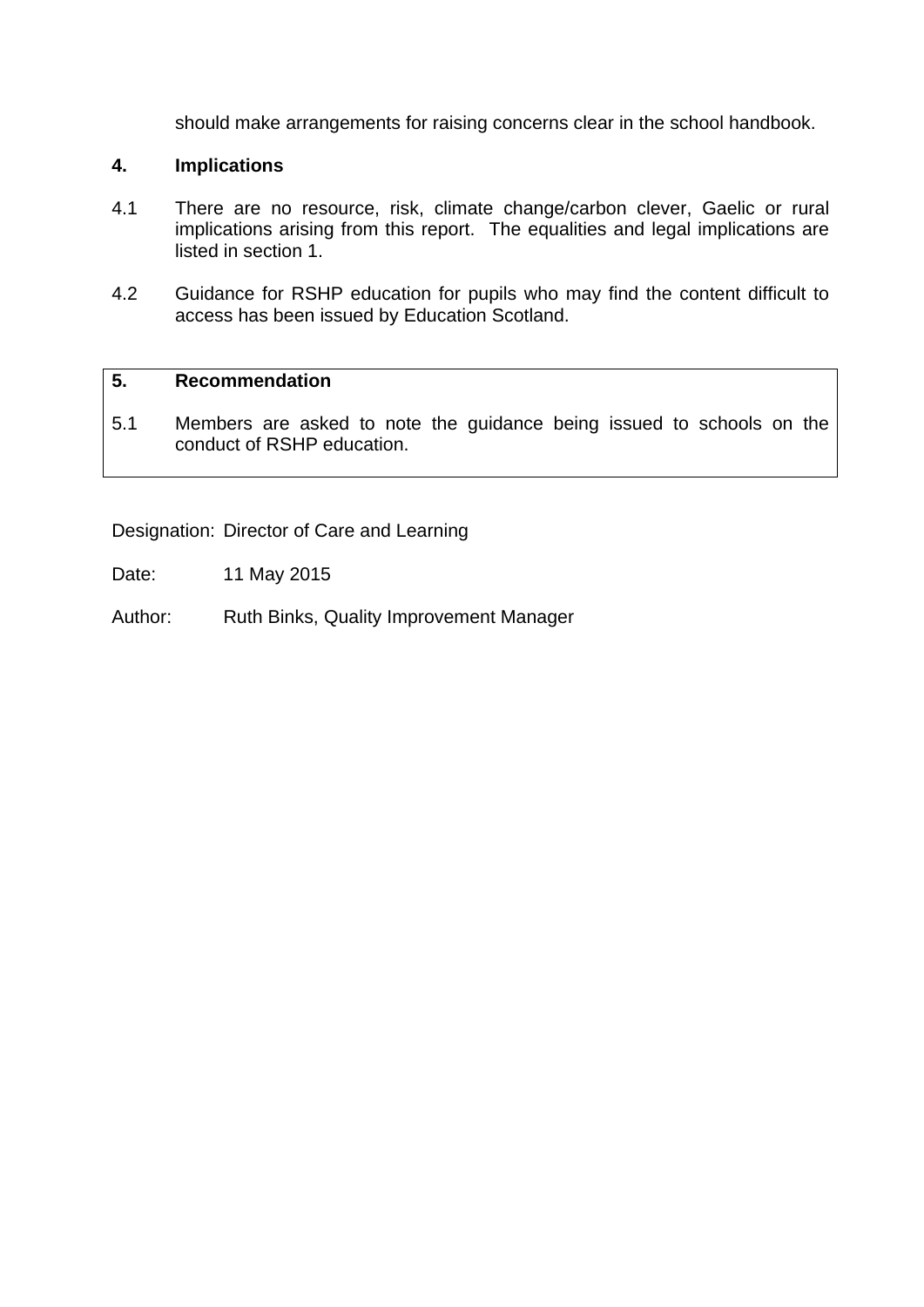should make arrangements for raising concerns clear in the school handbook.

**4. Implications**

4.1 There are no resource, risk, climate change/carbon clever, Gaelic or rural implications arising from this report. The equalities and legal implications are listed in section 1.

4.2 Guidance for RSHP education for pupils who may find the content difficult to access has been issued by Education Scotland.

**5. Recommendation**

5.1 Members are asked to note the guidance being issued to schools on the conduct of RSHP education.

Designation: Director of Care and Learning

Date: 11 May 2015

Author: Ruth Binks, Quality Improvement Manager